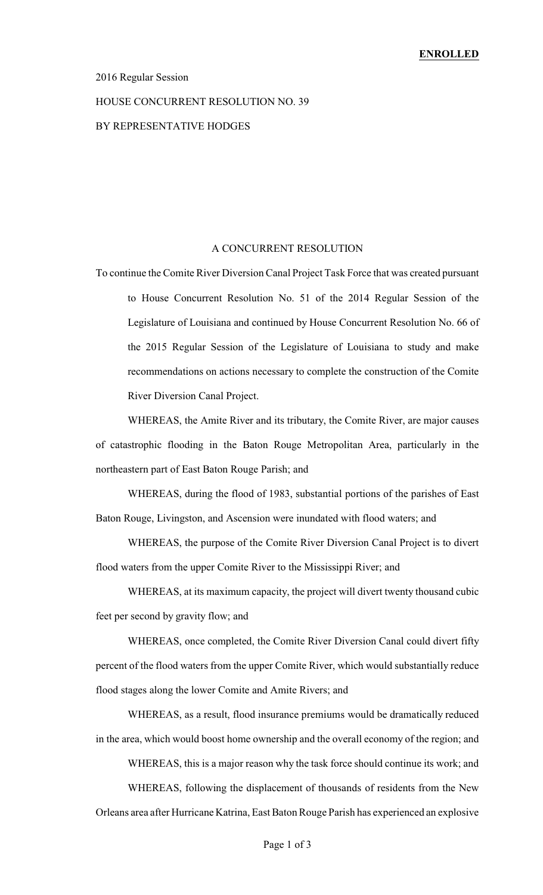**ENROLLED**

2016 Regular Session

HOUSE CONCURRENT RESOLUTION NO. 39

BY REPRESENTATIVE HODGES

A CONCURRENT RESOLUTION

To continue the Comite River Diversion Canal Project Task Force that was created pursuant to House Concurrent Resolution No. 51 of the 2014 Regular Session of the Legislature of Louisiana and continued by House Concurrent Resolution No. 66 of the 2015 Regular Session of the Legislature of Louisiana to study and make recommendations on actions necessary to complete the construction of the Comite River Diversion Canal Project.

WHEREAS, the Amite River and its tributary, the Comite River, are major causes of catastrophic flooding in the Baton Rouge Metropolitan Area, particularly in the northeastern part of East Baton Rouge Parish; and

WHEREAS, during the flood of 1983, substantial portions of the parishes of East Baton Rouge, Livingston, and Ascension were inundated with flood waters; and

WHEREAS, the purpose of the Comite River Diversion Canal Project is to divert flood waters from the upper Comite River to the Mississippi River; and

WHEREAS, at its maximum capacity, the project will divert twenty thousand cubic feet per second by gravity flow; and

WHEREAS, once completed, the Comite River Diversion Canal could divert fifty percent of the flood waters from the upper Comite River, which would substantially reduce flood stages along the lower Comite and Amite Rivers; and

WHEREAS, as a result, flood insurance premiums would be dramatically reduced in the area, which would boost home ownership and the overall economy of the region; and

WHEREAS, this is a major reason why the task force should continue its work; and

WHEREAS, following the displacement of thousands of residents from the New Orleans area after Hurricane Katrina, East Baton Rouge Parish has experienced an explosive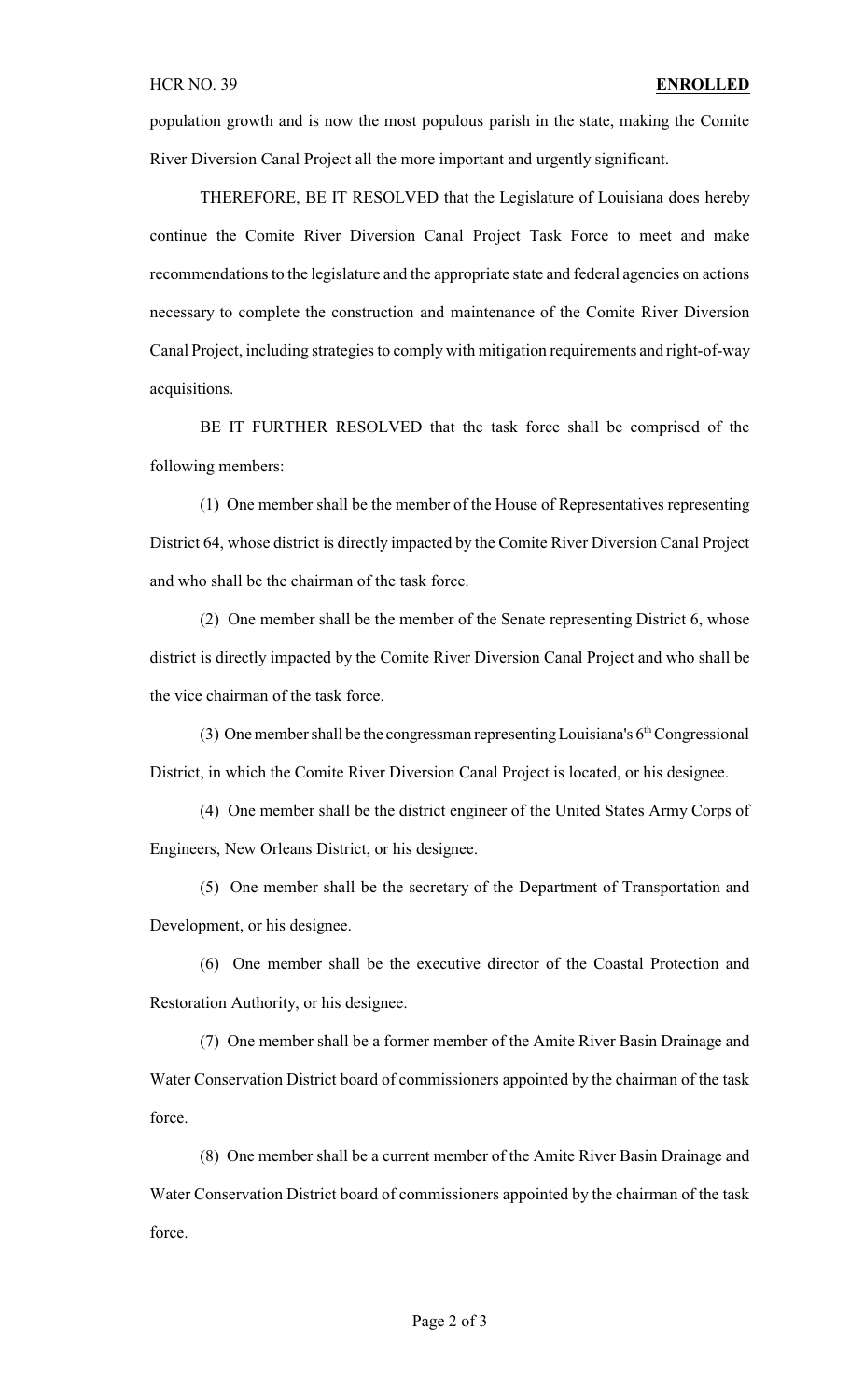population growth and is now the most populous parish in the state, making the Comite River Diversion Canal Project all the more important and urgently significant.

THEREFORE, BE IT RESOLVED that the Legislature of Louisiana does hereby continue the Comite River Diversion Canal Project Task Force to meet and make recommendations to the legislature and the appropriate state and federal agencies on actions necessary to complete the construction and maintenance of the Comite River Diversion Canal Project, including strategies to comply with mitigation requirements and right-of-way acquisitions.

BE IT FURTHER RESOLVED that the task force shall be comprised of the following members:

(1) One member shall be the member of the House of Representatives representing District 64, whose district is directly impacted by the Comite River Diversion Canal Project and who shall be the chairman of the task force.

(2) One member shall be the member of the Senate representing District 6, whose district is directly impacted by the Comite River Diversion Canal Project and who shall be the vice chairman of the task force.

(3) One member shall be the congressman representing Louisiana's 6th Congressional District, in which the Comite River Diversion Canal Project is located, or his designee.

(4) One member shall be the district engineer of the United States Army Corps of Engineers, New Orleans District, or his designee.

(5) One member shall be the secretary of the Department of Transportation and Development, or his designee.

(6) One member shall be the executive director of the Coastal Protection and Restoration Authority, or his designee.

(7) One member shall be a former member of the Amite River Basin Drainage and Water Conservation District board of commissioners appointed by the chairman of the task force.

(8) One member shall be a current member of the Amite River Basin Drainage and Water Conservation District board of commissioners appointed by the chairman of the task force.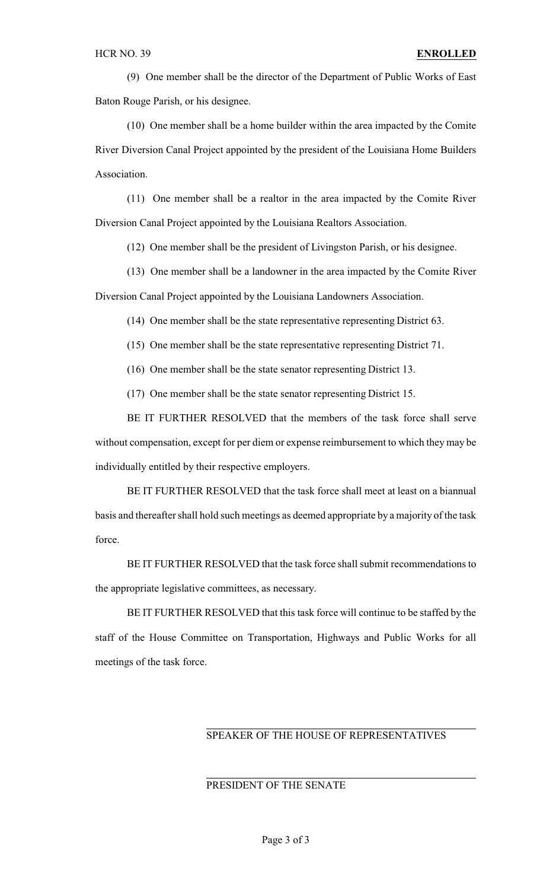(9) One member shall be the director of the Department of Public Works of East Baton Rouge Parish, or his designee.

(10) One member shall be a home builder within the area impacted by the Comite River Diversion Canal Project appointed by the president of the Louisiana Home Builders Association.

(11) One member shall be a realtor in the area impacted by the Comite River Diversion Canal Project appointed by the Louisiana Realtors Association.

(12) One member shall be the president of Livingston Parish, or his designee.

(13) One member shall be a landowner in the area impacted by the Comite River Diversion Canal Project appointed by the Louisiana Landowners Association.

(14) One member shall be the state representative representing District 63.

(15) One member shall be the state representative representing District 71.

(16) One member shall be the state senator representing District 13.

(17) One member shall be the state senator representing District 15.

BE IT FURTHER RESOLVED that the members of the task force shall serve without compensation, except for per diem or expense reimbursement to which they may be individually entitled by their respective employers.

BE IT FURTHER RESOLVED that the task force shall meet at least on a biannual basis and thereafter shall hold such meetings as deemed appropriate by a majority of the task force.

BE IT FURTHER RESOLVED that the task force shall submit recommendations to the appropriate legislative committees, as necessary.

BE IT FURTHER RESOLVED that this task force will continue to be staffed by the staff of the House Committee on Transportation, Highways and Public Works for all meetings of the task force.

SPEAKER OF THE HOUSE OF REPRESENTATIVES

PRESIDENT OF THE SENATE